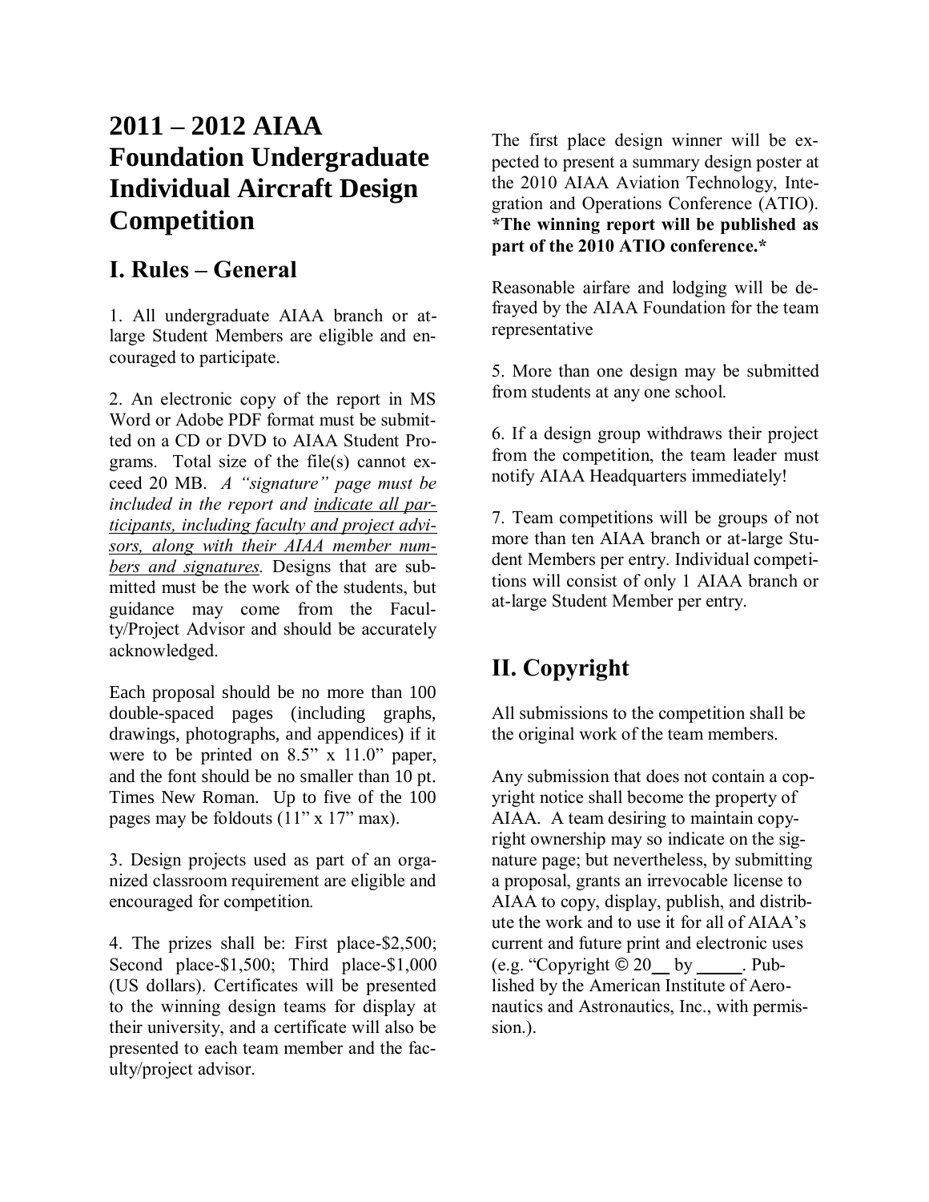# 2011 – 2012 AIAA Foundation Undergraduate Individual Aircraft Design Competition

## I. Rules – General

1. All undergraduate AIAA branch or at-large Student Members are eligible and encouraged to participate.

2. An electronic copy of the report in MS Word or Adobe PDF format must be submitted on a CD or DVD to AIAA Student Programs. Total size of the file(s) cannot exceed 20 MB. *A "signature" page must be included in the report and <u>indicate all participants, including faculty and project advisors, along with their AIAA member numbers and signatures</u>.* Designs that are submitted must be the work of the students, but guidance may come from the Faculty/Project Advisor and should be accurately acknowledged.

Each proposal should be no more than 100 double-spaced pages (including graphs, drawings, photographs, and appendices) if it were to be printed on 8.5" x 11.0" paper, and the font should be no smaller than 10 pt. Times New Roman. Up to five of the 100 pages may be foldouts (11" x 17" max).

3. Design projects used as part of an organized classroom requirement are eligible and encouraged for competition.

4. The prizes shall be: First place-$2,500; Second place-$1,500; Third place-$1,000 (US dollars). Certificates will be presented to the winning design teams for display at their university, and a certificate will also be presented to each team member and the faculty/project advisor.

The first place design winner will be expected to present a summary design poster at the 2010 AIAA Aviation Technology, Integration and Operations Conference (ATIO). **\*The winning report will be published as part of the 2010 ATIO conference.\***

Reasonable airfare and lodging will be defrayed by the AIAA Foundation for the team representative

5. More than one design may be submitted from students at any one school.

6. If a design group withdraws their project from the competition, the team leader must notify AIAA Headquarters immediately!

7. Team competitions will be groups of not more than ten AIAA branch or at-large Student Members per entry. Individual competitions will consist of only 1 AIAA branch or at-large Student Member per entry.

## II. Copyright

All submissions to the competition shall be the original work of the team members.

Any submission that does not contain a copyright notice shall become the property of AIAA. A team desiring to maintain copyright ownership may so indicate on the signature page; but nevertheless, by submitting a proposal, grants an irrevocable license to AIAA to copy, display, publish, and distribute the work and to use it for all of AIAA's current and future print and electronic uses (e.g. "Copyright © 20__ by _____. Published by the American Institute of Aeronautics and Astronautics, Inc., with permission.).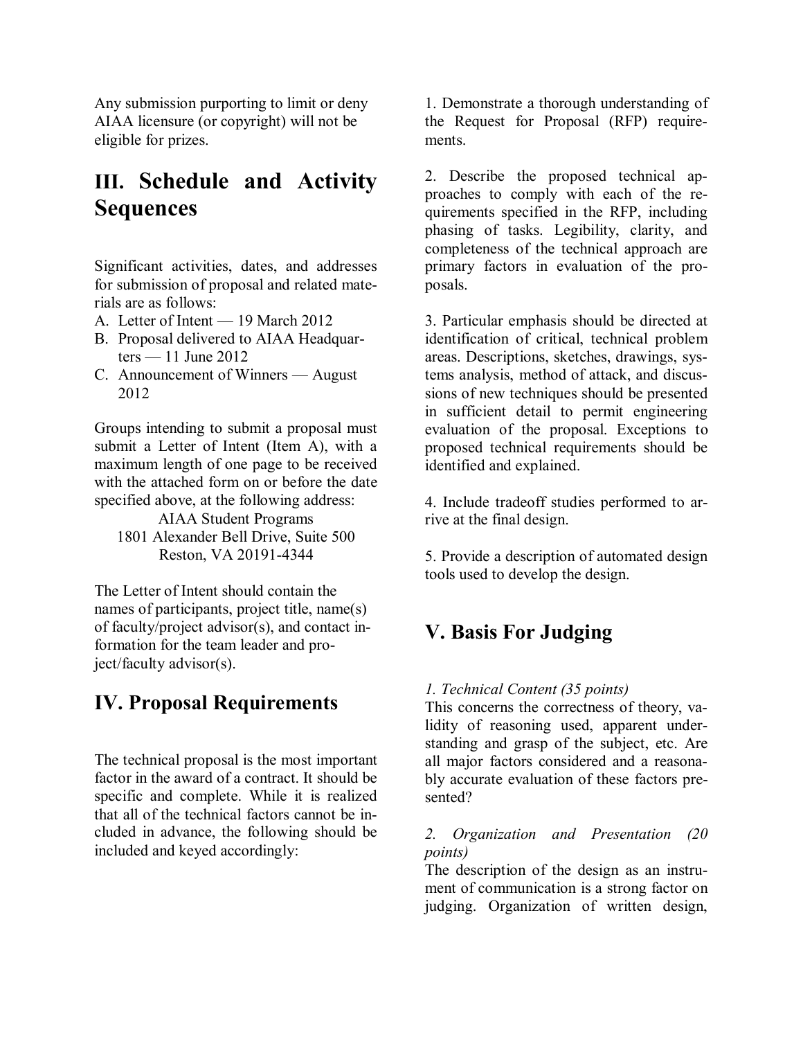Any submission purporting to limit or deny AIAA licensure (or copyright) will not be eligible for prizes.

## III. Schedule and Activity Sequences

Significant activities, dates, and addresses for submission of proposal and related materials are as follows:

A. Letter of Intent — 19 March 2012
B. Proposal delivered to AIAA Headquarters — 11 June 2012
C. Announcement of Winners — August 2012

Groups intending to submit a proposal must submit a Letter of Intent (Item A), with a maximum length of one page to be received with the attached form on or before the date specified above, at the following address:

AIAA Student Programs
1801 Alexander Bell Drive, Suite 500
Reston, VA 20191-4344

The Letter of Intent should contain the names of participants, project title, name(s) of faculty/project advisor(s), and contact information for the team leader and project/faculty advisor(s).

## IV. Proposal Requirements

The technical proposal is the most important factor in the award of a contract. It should be specific and complete. While it is realized that all of the technical factors cannot be included in advance, the following should be included and keyed accordingly:

1. Demonstrate a thorough understanding of the Request for Proposal (RFP) requirements.

2. Describe the proposed technical approaches to comply with each of the requirements specified in the RFP, including phasing of tasks. Legibility, clarity, and completeness of the technical approach are primary factors in evaluation of the proposals.

3. Particular emphasis should be directed at identification of critical, technical problem areas. Descriptions, sketches, drawings, systems analysis, method of attack, and discussions of new techniques should be presented in sufficient detail to permit engineering evaluation of the proposal. Exceptions to proposed technical requirements should be identified and explained.

4. Include tradeoff studies performed to arrive at the final design.

5. Provide a description of automated design tools used to develop the design.

## V. Basis For Judging

*1. Technical Content (35 points)*

This concerns the correctness of theory, validity of reasoning used, apparent understanding and grasp of the subject, etc. Are all major factors considered and a reasonably accurate evaluation of these factors presented?

*2. Organization and Presentation (20 points)*

The description of the design as an instrument of communication is a strong factor on judging. Organization of written design,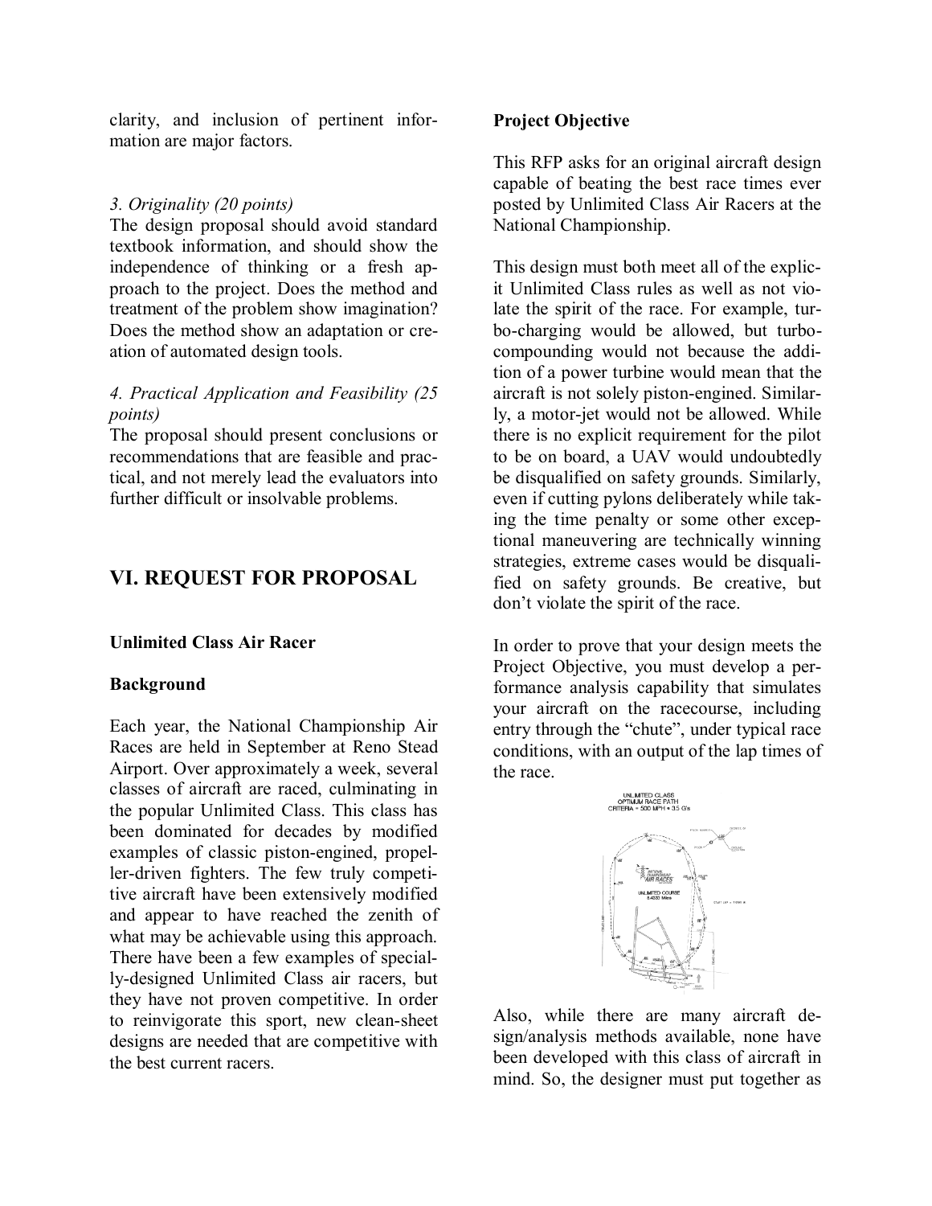clarity, and inclusion of pertinent information are major factors.

*3. Originality (20 points)*
The design proposal should avoid standard textbook information, and should show the independence of thinking or a fresh approach to the project. Does the method and treatment of the problem show imagination? Does the method show an adaptation or creation of automated design tools.

*4. Practical Application and Feasibility (25 points)*
The proposal should present conclusions or recommendations that are feasible and practical, and not merely lead the evaluators into further difficult or insolvable problems.

## VI. REQUEST FOR PROPOSAL

**Unlimited Class Air Racer**

**Background**

Each year, the National Championship Air Races are held in September at Reno Stead Airport. Over approximately a week, several classes of aircraft are raced, culminating in the popular Unlimited Class. This class has been dominated for decades by modified examples of classic piston-engined, propeller-driven fighters. The few truly competitive aircraft have been extensively modified and appear to have reached the zenith of what may be achievable using this approach. There have been a few examples of specially-designed Unlimited Class air racers, but they have not proven competitive. In order to reinvigorate this sport, new clean-sheet designs are needed that are competitive with the best current racers.

**Project Objective**

This RFP asks for an original aircraft design capable of beating the best race times ever posted by Unlimited Class Air Racers at the National Championship.

This design must both meet all of the explicit Unlimited Class rules as well as not violate the spirit of the race. For example, turbo-charging would be allowed, but turbo-compounding would not because the addition of a power turbine would mean that the aircraft is not solely piston-engined. Similarly, a motor-jet would not be allowed. While there is no explicit requirement for the pilot to be on board, a UAV would undoubtedly be disqualified on safety grounds. Similarly, even if cutting pylons deliberately while taking the time penalty or some other exceptional maneuvering are technically winning strategies, extreme cases would be disqualified on safety grounds. Be creative, but don't violate the spirit of the race.

In order to prove that your design meets the Project Objective, you must develop a performance analysis capability that simulates your aircraft on the racecourse, including entry through the "chute", under typical race conditions, with an output of the lap times of the race.

UNLIMITED CLASS
OPTIMUM RACE PATH
CRITERIA = 500 MPH + 3.5 G's

Also, while there are many aircraft design/analysis methods available, none have been developed with this class of aircraft in mind. So, the designer must put together as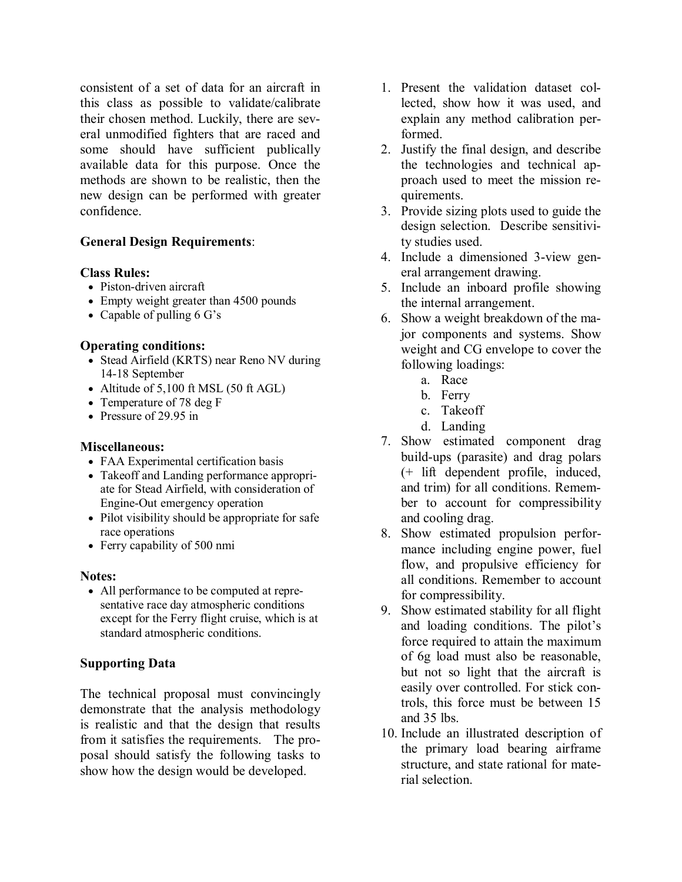consistent of a set of data for an aircraft in this class as possible to validate/calibrate their chosen method. Luckily, there are several unmodified fighters that are raced and some should have sufficient publically available data for this purpose. Once the methods are shown to be realistic, then the new design can be performed with greater confidence.

**General Design Requirements**:

**Class Rules:**

- Piston-driven aircraft
- Empty weight greater than 4500 pounds
- Capable of pulling 6 G's

**Operating conditions:**

- Stead Airfield (KRTS) near Reno NV during 14-18 September
- Altitude of 5,100 ft MSL (50 ft AGL)
- Temperature of 78 deg F
- Pressure of 29.95 in

**Miscellaneous:**

- FAA Experimental certification basis
- Takeoff and Landing performance appropriate for Stead Airfield, with consideration of Engine-Out emergency operation
- Pilot visibility should be appropriate for safe race operations
- Ferry capability of 500 nmi

**Notes:**

- All performance to be computed at representative race day atmospheric conditions except for the Ferry flight cruise, which is at standard atmospheric conditions.

**Supporting Data**

The technical proposal must convincingly demonstrate that the analysis methodology is realistic and that the design that results from it satisfies the requirements. The proposal should satisfy the following tasks to show how the design would be developed.

1. Present the validation dataset collected, show how it was used, and explain any method calibration performed.
2. Justify the final design, and describe the technologies and technical approach used to meet the mission requirements.
3. Provide sizing plots used to guide the design selection. Describe sensitivity studies used.
4. Include a dimensioned 3-view general arrangement drawing.
5. Include an inboard profile showing the internal arrangement.
6. Show a weight breakdown of the major components and systems. Show weight and CG envelope to cover the following loadings:
    a. Race
    b. Ferry
    c. Takeoff
    d. Landing
7. Show estimated component drag build-ups (parasite) and drag polars (+ lift dependent profile, induced, and trim) for all conditions. Remember to account for compressibility and cooling drag.
8. Show estimated propulsion performance including engine power, fuel flow, and propulsive efficiency for all conditions. Remember to account for compressibility.
9. Show estimated stability for all flight and loading conditions. The pilot's force required to attain the maximum of 6g load must also be reasonable, but not so light that the aircraft is easily over controlled. For stick controls, this force must be between 15 and 35 lbs.
10. Include an illustrated description of the primary load bearing airframe structure, and state rational for material selection.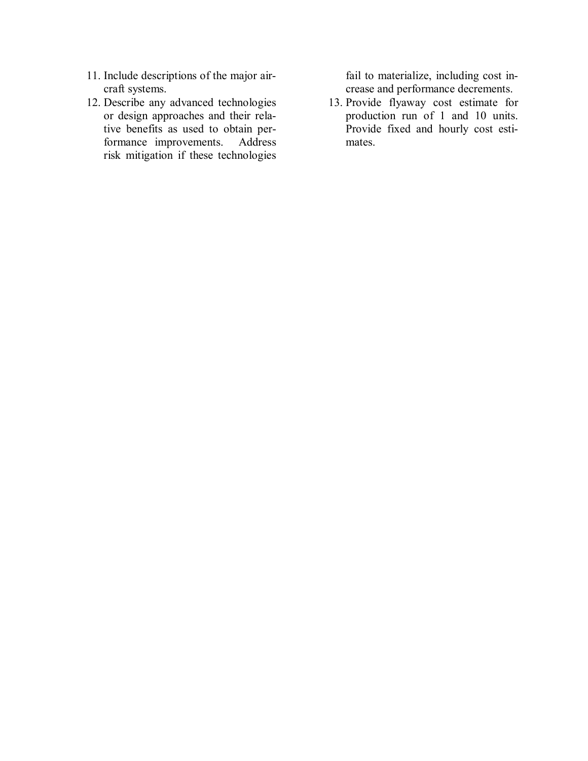11. Include descriptions of the major aircraft systems.
12. Describe any advanced technologies or design approaches and their relative benefits as used to obtain performance improvements. Address risk mitigation if these technologies fail to materialize, including cost increase and performance decrements.
13. Provide flyaway cost estimate for production run of 1 and 10 units. Provide fixed and hourly cost estimates.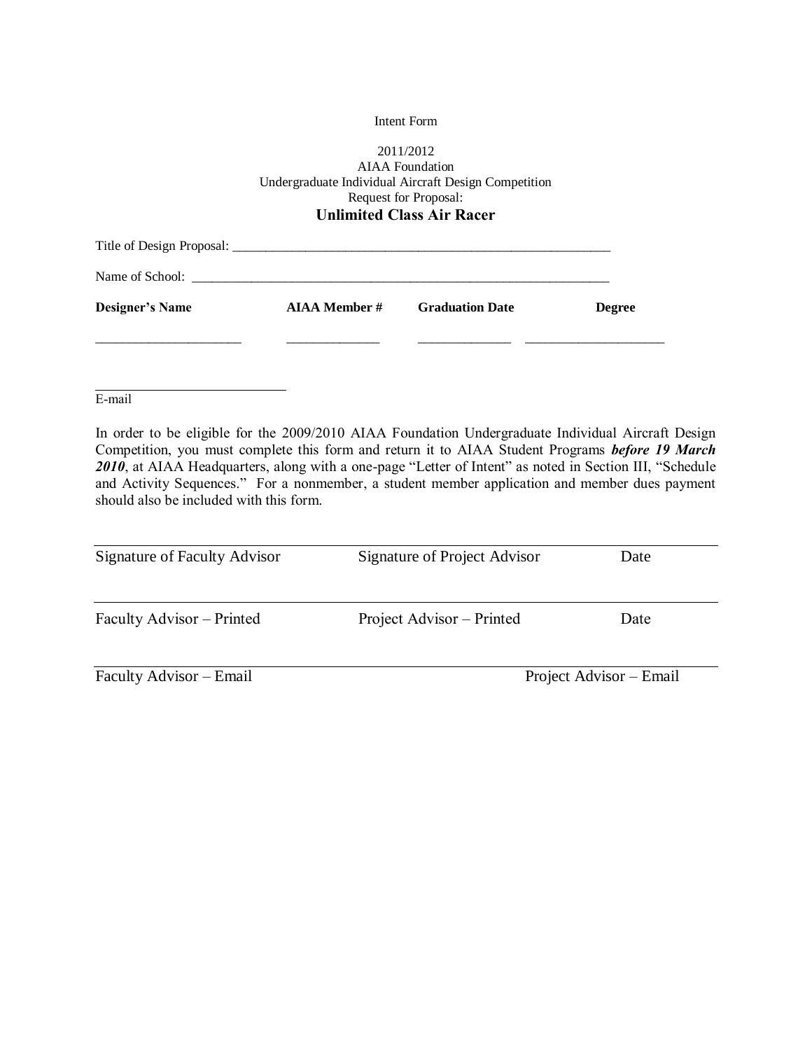Intent Form

2011/2012
AIAA Foundation
Undergraduate Individual Aircraft Design Competition
Request for Proposal:

**Unlimited Class Air Racer**

Title of Design Proposal: ___________________________________________________________

Name of School: ____________________________________________________________________

| **Designer's Name** | **AIAA Member #** | **Graduation Date** | **Degree** |
|---|---|---|---|
| ______________________ | ______________ | ______________ | _____________________ |

___________________________
E-mail

In order to be eligible for the 2009/2010 AIAA Foundation Undergraduate Individual Aircraft Design Competition, you must complete this form and return it to AIAA Student Programs ***before 19 March 2010***, at AIAA Headquarters, along with a one-page "Letter of Intent" as noted in Section III, "Schedule and Activity Sequences." For a nonmember, a student member application and member dues payment should also be included with this form.

| | | |
|---|---|---|
| Signature of Faculty Advisor | Signature of Project Advisor | Date |
| Faculty Advisor – Printed | Project Advisor – Printed | Date |
| Faculty Advisor – Email | | Project Advisor – Email |